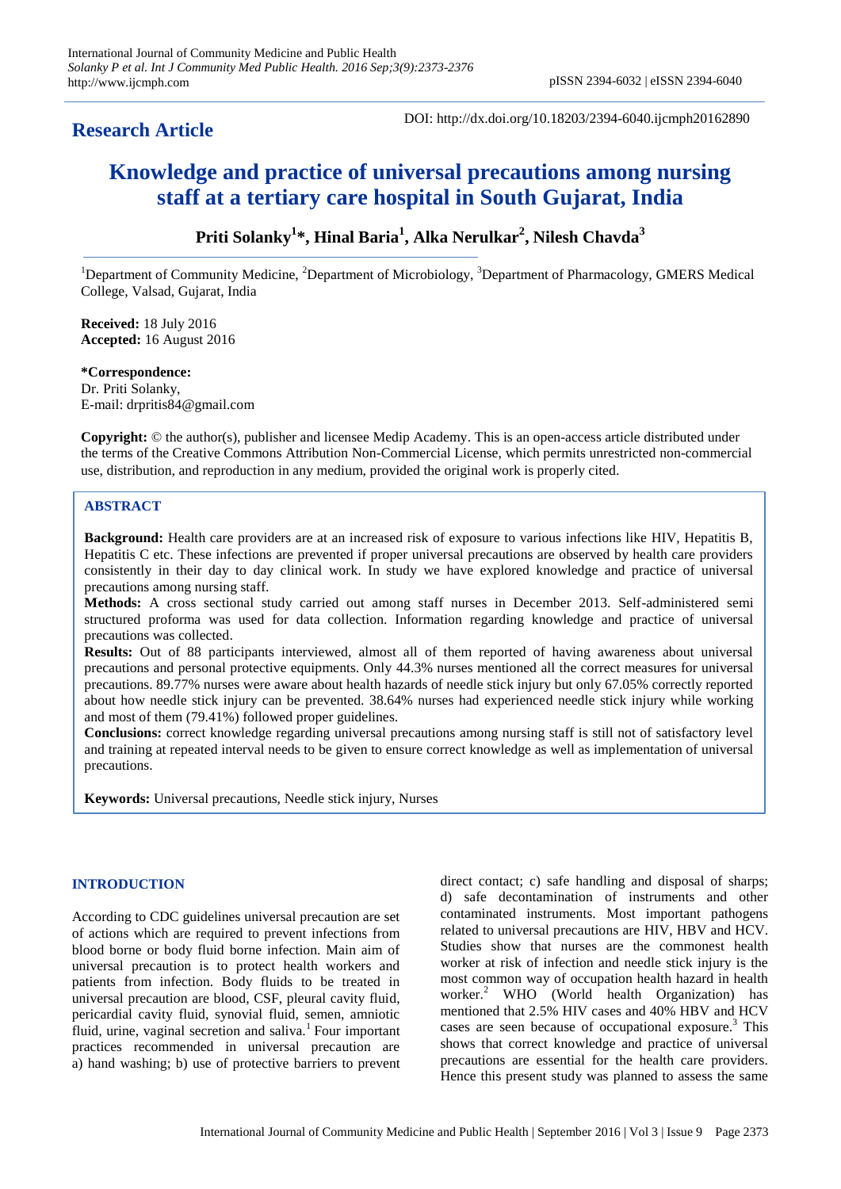## Research Article

DOI: http://dx.doi.org/10.18203/2394-6040.ijcmph20162890

# Knowledge and practice of universal precautions among nursing staff at a tertiary care hospital in South Gujarat, India

**Priti Solanky[1]\*, Hinal Baria[1], Alka Nerulkar[2], Nilesh Chavda[3]**

[1]Department of Community Medicine, [2]Department of Microbiology, [3]Department of Pharmacology, GMERS Medical College, Valsad, Gujarat, India

**Received:** 18 July 2016
**Accepted:** 16 August 2016

**\*Correspondence:**
Dr. Priti Solanky,
E-mail: drpritis84@gmail.com

**Copyright:** © the author(s), publisher and licensee Medip Academy. This is an open-access article distributed under the terms of the Creative Commons Attribution Non-Commercial License, which permits unrestricted non-commercial use, distribution, and reproduction in any medium, provided the original work is properly cited.

### ABSTRACT

**Background:** Health care providers are at an increased risk of exposure to various infections like HIV, Hepatitis B, Hepatitis C etc. These infections are prevented if proper universal precautions are observed by health care providers consistently in their day to day clinical work. In study we have explored knowledge and practice of universal precautions among nursing staff.

**Methods:** A cross sectional study carried out among staff nurses in December 2013. Self-administered semi structured proforma was used for data collection. Information regarding knowledge and practice of universal precautions was collected.

**Results:** Out of 88 participants interviewed, almost all of them reported of having awareness about universal precautions and personal protective equipments. Only 44.3% nurses mentioned all the correct measures for universal precautions. 89.77% nurses were aware about health hazards of needle stick injury but only 67.05% correctly reported about how needle stick injury can be prevented. 38.64% nurses had experienced needle stick injury while working and most of them (79.41%) followed proper guidelines.

**Conclusions:** correct knowledge regarding universal precautions among nursing staff is still not of satisfactory level and training at repeated interval needs to be given to ensure correct knowledge as well as implementation of universal precautions.

**Keywords:** Universal precautions, Needle stick injury, Nurses

### INTRODUCTION

According to CDC guidelines universal precaution are set of actions which are required to prevent infections from blood borne or body fluid borne infection. Main aim of universal precaution is to protect health workers and patients from infection. Body fluids to be treated in universal precaution are blood, CSF, pleural cavity fluid, pericardial cavity fluid, synovial fluid, semen, amniotic fluid, urine, vaginal secretion and saliva.[1] Four important practices recommended in universal precaution are a) hand washing; b) use of protective barriers to prevent direct contact; c) safe handling and disposal of sharps; d) safe decontamination of instruments and other contaminated instruments. Most important pathogens related to universal precautions are HIV, HBV and HCV. Studies show that nurses are the commonest health worker at risk of infection and needle stick injury is the most common way of occupation health hazard in health worker.[2] WHO (World health Organization) has mentioned that 2.5% HIV cases and 40% HBV and HCV cases are seen because of occupational exposure.[3] This shows that correct knowledge and practice of universal precautions are essential for the health care providers. Hence this present study was planned to assess the same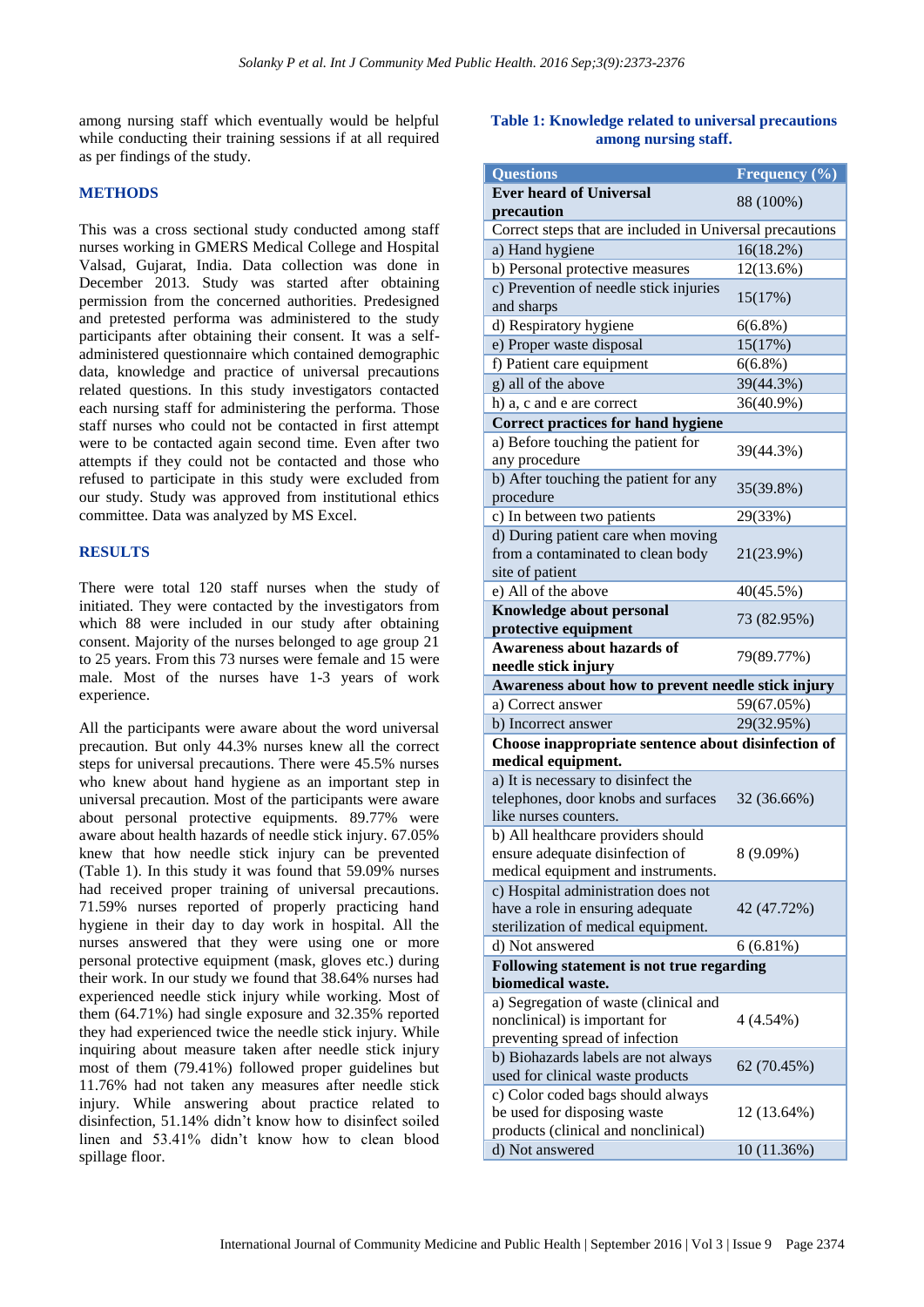among nursing staff which eventually would be helpful while conducting their training sessions if at all required as per findings of the study.

## METHODS

This was a cross sectional study conducted among staff nurses working in GMERS Medical College and Hospital Valsad, Gujarat, India. Data collection was done in December 2013. Study was started after obtaining permission from the concerned authorities. Predesigned and pretested performa was administered to the study participants after obtaining their consent. It was a self-administered questionnaire which contained demographic data, knowledge and practice of universal precautions related questions. In this study investigators contacted each nursing staff for administering the performa. Those staff nurses who could not be contacted in first attempt were to be contacted again second time. Even after two attempts if they could not be contacted and those who refused to participate in this study were excluded from our study. Study was approved from institutional ethics committee. Data was analyzed by MS Excel.

## RESULTS

There were total 120 staff nurses when the study of initiated. They were contacted by the investigators from which 88 were included in our study after obtaining consent. Majority of the nurses belonged to age group 21 to 25 years. From this 73 nurses were female and 15 were male. Most of the nurses have 1-3 years of work experience.

All the participants were aware about the word universal precaution. But only 44.3% nurses knew all the correct steps for universal precautions. There were 45.5% nurses who knew about hand hygiene as an important step in universal precaution. Most of the participants were aware about personal protective equipments. 89.77% were aware about health hazards of needle stick injury. 67.05% knew that how needle stick injury can be prevented (Table 1). In this study it was found that 59.09% nurses had received proper training of universal precautions. 71.59% nurses reported of properly practicing hand hygiene in their day to day work in hospital. All the nurses answered that they were using one or more personal protective equipment (mask, gloves etc.) during their work. In our study we found that 38.64% nurses had experienced needle stick injury while working. Most of them (64.71%) had single exposure and 32.35% reported they had experienced twice the needle stick injury. While inquiring about measure taken after needle stick injury most of them (79.41%) followed proper guidelines but 11.76% had not taken any measures after needle stick injury. While answering about practice related to disinfection, 51.14% didn't know how to disinfect soiled linen and 53.41% didn't know how to clean blood spillage floor.

**Table 1: Knowledge related to universal precautions among nursing staff.**

| Questions | Frequency (%) |
|---|---|
| **Ever heard of Universal precaution** | 88 (100%) |
| Correct steps that are included in Universal precautions | |
| a) Hand hygiene | 16(18.2%) |
| b) Personal protective measures | 12(13.6%) |
| c) Prevention of needle stick injuries and sharps | 15(17%) |
| d) Respiratory hygiene | 6(6.8%) |
| e) Proper waste disposal | 15(17%) |
| f) Patient care equipment | 6(6.8%) |
| g) all of the above | 39(44.3%) |
| h) a, c and e are correct | 36(40.9%) |
| **Correct practices for hand hygiene** | |
| a) Before touching the patient for any procedure | 39(44.3%) |
| b) After touching the patient for any procedure | 35(39.8%) |
| c) In between two patients | 29(33%) |
| d) During patient care when moving from a contaminated to clean body site of patient | 21(23.9%) |
| e) All of the above | 40(45.5%) |
| **Knowledge about personal protective equipment** | 73 (82.95%) |
| **Awareness about hazards of needle stick injury** | 79(89.77%) |
| **Awareness about how to prevent needle stick injury** | |
| a) Correct answer | 59(67.05%) |
| b) Incorrect answer | 29(32.95%) |
| **Choose inappropriate sentence about disinfection of medical equipment.** | |
| a) It is necessary to disinfect the telephones, door knobs and surfaces like nurses counters. | 32 (36.66%) |
| b) All healthcare providers should ensure adequate disinfection of medical equipment and instruments. | 8 (9.09%) |
| c) Hospital administration does not have a role in ensuring adequate sterilization of medical equipment. | 42 (47.72%) |
| d) Not answered | 6 (6.81%) |
| **Following statement is not true regarding biomedical waste.** | |
| a) Segregation of waste (clinical and nonclinical) is important for preventing spread of infection | 4 (4.54%) |
| b) Biohazards labels are not always used for clinical waste products | 62 (70.45%) |
| c) Color coded bags should always be used for disposing waste products (clinical and nonclinical) | 12 (13.64%) |
| d) Not answered | 10 (11.36%) |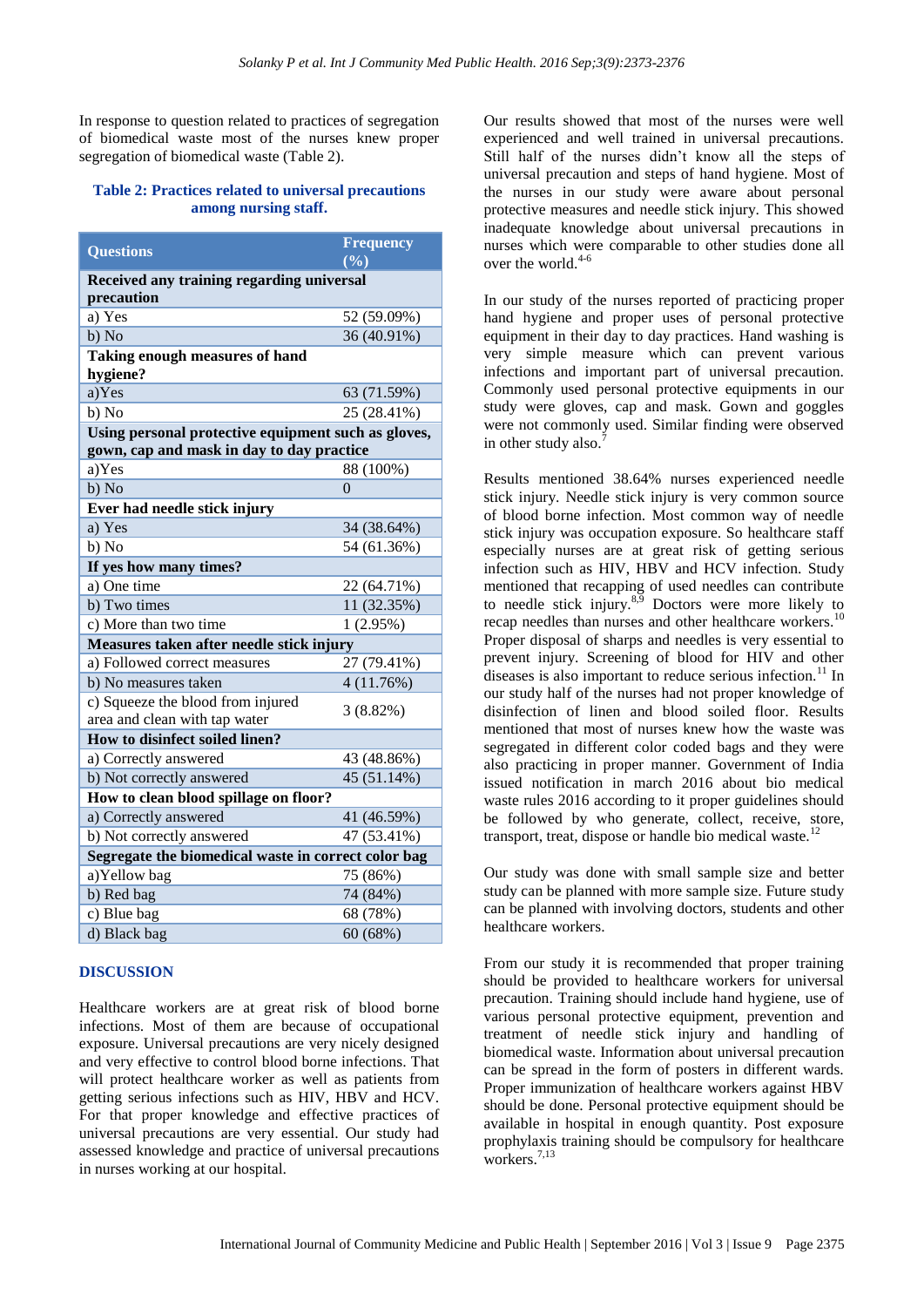In response to question related to practices of segregation of biomedical waste most of the nurses knew proper segregation of biomedical waste (Table 2).

**Table 2: Practices related to universal precautions among nursing staff.**

| Questions | Frequency (%) |
|---|---|
| **Received any training regarding universal precaution** | |
| a) Yes | 52 (59.09%) |
| b) No | 36 (40.91%) |
| **Taking enough measures of hand hygiene?** | |
| a)Yes | 63 (71.59%) |
| b) No | 25 (28.41%) |
| **Using personal protective equipment such as gloves, gown, cap and mask in day to day practice** | |
| a)Yes | 88 (100%) |
| b) No | 0 |
| **Ever had needle stick injury** | |
| a) Yes | 34 (38.64%) |
| b) No | 54 (61.36%) |
| **If yes how many times?** | |
| a) One time | 22 (64.71%) |
| b) Two times | 11 (32.35%) |
| c) More than two time | 1 (2.95%) |
| **Measures taken after needle stick injury** | |
| a) Followed correct measures | 27 (79.41%) |
| b) No measures taken | 4 (11.76%) |
| c) Squeeze the blood from injured area and clean with tap water | 3 (8.82%) |
| **How to disinfect soiled linen?** | |
| a) Correctly answered | 43 (48.86%) |
| b) Not correctly answered | 45 (51.14%) |
| **How to clean blood spillage on floor?** | |
| a) Correctly answered | 41 (46.59%) |
| b) Not correctly answered | 47 (53.41%) |
| **Segregate the biomedical waste in correct color bag** | |
| a)Yellow bag | 75 (86%) |
| b) Red bag | 74 (84%) |
| c) Blue bag | 68 (78%) |
| d) Black bag | 60 (68%) |

## DISCUSSION

Healthcare workers are at great risk of blood borne infections. Most of them are because of occupational exposure. Universal precautions are very nicely designed and very effective to control blood borne infections. That will protect healthcare worker as well as patients from getting serious infections such as HIV, HBV and HCV. For that proper knowledge and effective practices of universal precautions are very essential. Our study had assessed knowledge and practice of universal precautions in nurses working at our hospital.

Our results showed that most of the nurses were well experienced and well trained in universal precautions. Still half of the nurses didn't know all the steps of universal precaution and steps of hand hygiene. Most of the nurses in our study were aware about personal protective measures and needle stick injury. This showed inadequate knowledge about universal precautions in nurses which were comparable to other studies done all over the world.[4-6]

In our study of the nurses reported of practicing proper hand hygiene and proper uses of personal protective equipment in their day to day practices. Hand washing is very simple measure which can prevent various infections and important part of universal precaution. Commonly used personal protective equipments in our study were gloves, cap and mask. Gown and goggles were not commonly used. Similar finding were observed in other study also.[7]

Results mentioned 38.64% nurses experienced needle stick injury. Needle stick injury is very common source of blood borne infection. Most common way of needle stick injury was occupation exposure. So healthcare staff especially nurses are at great risk of getting serious infection such as HIV, HBV and HCV infection. Study mentioned that recapping of used needles can contribute to needle stick injury.[8,9] Doctors were more likely to recap needles than nurses and other healthcare workers.[10] Proper disposal of sharps and needles is very essential to prevent injury. Screening of blood for HIV and other diseases is also important to reduce serious infection.[11] In our study half of the nurses had not proper knowledge of disinfection of linen and blood soiled floor. Results mentioned that most of nurses knew how the waste was segregated in different color coded bags and they were also practicing in proper manner. Government of India issued notification in march 2016 about bio medical waste rules 2016 according to it proper guidelines should be followed by who generate, collect, receive, store, transport, treat, dispose or handle bio medical waste.[12]

Our study was done with small sample size and better study can be planned with more sample size. Future study can be planned with involving doctors, students and other healthcare workers.

From our study it is recommended that proper training should be provided to healthcare workers for universal precaution. Training should include hand hygiene, use of various personal protective equipment, prevention and treatment of needle stick injury and handling of biomedical waste. Information about universal precaution can be spread in the form of posters in different wards. Proper immunization of healthcare workers against HBV should be done. Personal protective equipment should be available in hospital in enough quantity. Post exposure prophylaxis training should be compulsory for healthcare workers.[7,13]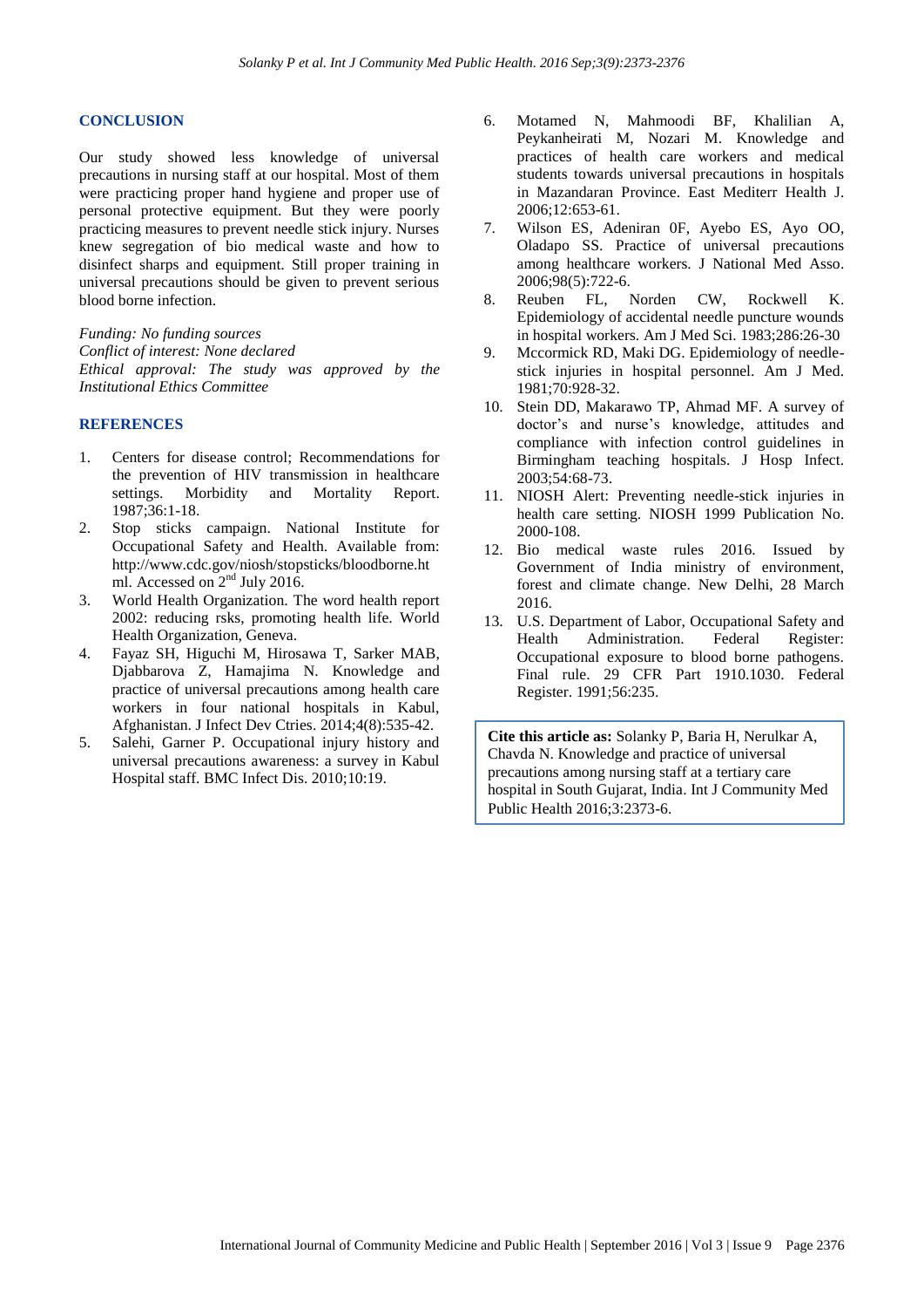## CONCLUSION

Our study showed less knowledge of universal precautions in nursing staff at our hospital. Most of them were practicing proper hand hygiene and proper use of personal protective equipment. But they were poorly practicing measures to prevent needle stick injury. Nurses knew segregation of bio medical waste and how to disinfect sharps and equipment. Still proper training in universal precautions should be given to prevent serious blood borne infection.

*Funding: No funding sources*
*Conflict of interest: None declared*
*Ethical approval: The study was approved by the Institutional Ethics Committee*

## REFERENCES

1. Centers for disease control; Recommendations for the prevention of HIV transmission in healthcare settings. Morbidity and Mortality Report. 1987;36:1-18.
2. Stop sticks campaign. National Institute for Occupational Safety and Health. Available from: http://www.cdc.gov/niosh/stopsticks/bloodborne.html. Accessed on 2nd July 2016.
3. World Health Organization. The word health report 2002: reducing rsks, promoting health life. World Health Organization, Geneva.
4. Fayaz SH, Higuchi M, Hirosawa T, Sarker MAB, Djabbarova Z, Hamajima N. Knowledge and practice of universal precautions among health care workers in four national hospitals in Kabul, Afghanistan. J Infect Dev Ctries. 2014;4(8):535-42.
5. Salehi, Garner P. Occupational injury history and universal precautions awareness: a survey in Kabul Hospital staff. BMC Infect Dis. 2010;10:19.
6. Motamed N, Mahmoodi BF, Khalilian A, Peykanheirati M, Nozari M. Knowledge and practices of health care workers and medical students towards universal precautions in hospitals in Mazandaran Province. East Mediterr Health J. 2006;12:653-61.
7. Wilson ES, Adeniran 0F, Ayebo ES, Ayo OO, Oladapo SS. Practice of universal precautions among healthcare workers. J National Med Asso. 2006;98(5):722-6.
8. Reuben FL, Norden CW, Rockwell K. Epidemiology of accidental needle puncture wounds in hospital workers. Am J Med Sci. 1983;286:26-30
9. Mccormick RD, Maki DG. Epidemiology of needle-stick injuries in hospital personnel. Am J Med. 1981;70:928-32.
10. Stein DD, Makarawo TP, Ahmad MF. A survey of doctor's and nurse's knowledge, attitudes and compliance with infection control guidelines in Birmingham teaching hospitals. J Hosp Infect. 2003;54:68-73.
11. NIOSH Alert: Preventing needle-stick injuries in health care setting. NIOSH 1999 Publication No. 2000-108.
12. Bio medical waste rules 2016. Issued by Government of India ministry of environment, forest and climate change. New Delhi, 28 March 2016.
13. U.S. Department of Labor, Occupational Safety and Health Administration. Federal Register: Occupational exposure to blood borne pathogens. Final rule. 29 CFR Part 1910.1030. Federal Register. 1991;56:235.

**Cite this article as:** Solanky P, Baria H, Nerulkar A, Chavda N. Knowledge and practice of universal precautions among nursing staff at a tertiary care hospital in South Gujarat, India. Int J Community Med Public Health 2016;3:2373-6.